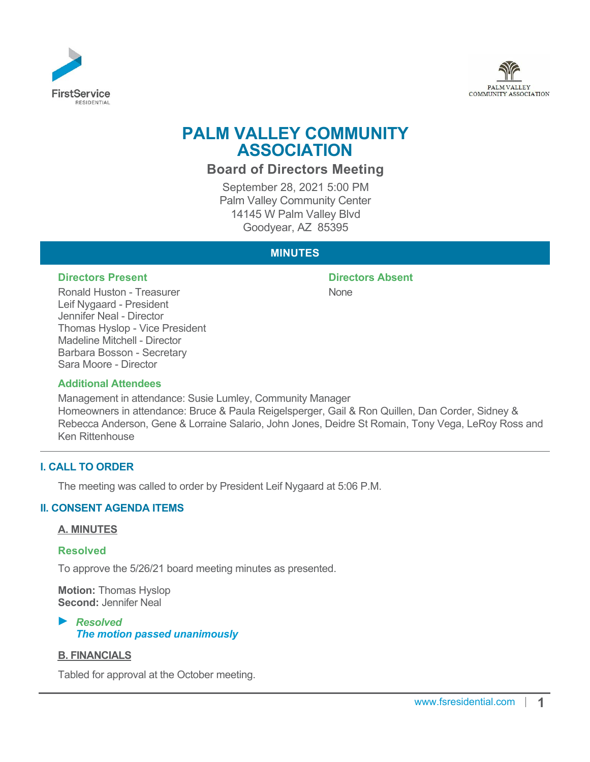# PALM VALLEY COMMUNITY ASSOCIATION

## Board of Directors Meeting

September 28, 2021 5:00 PM
Palm Valley Community Center
14145 W Palm Valley Blvd
Goodyear, AZ 85395

## MINUTES

**Directors Present**

Ronald Huston - Treasurer
Leif Nygaard - President
Jennifer Neal - Director
Thomas Hyslop - Vice President
Madeline Mitchell - Director
Barbara Bosson - Secretary
Sara Moore - Director

**Directors Absent**

None

**Additional Attendees**

Management in attendance: Susie Lumley, Community Manager
Homeowners in attendance: Bruce & Paula Reigelsperger, Gail & Ron Quillen, Dan Corder, Sidney & Rebecca Anderson, Gene & Lorraine Salario, John Jones, Deidre St Romain, Tony Vega, LeRoy Ross and Ken Rittenhouse

### I. CALL TO ORDER

The meeting was called to order by President Leif Nygaard at 5:06 P.M.

### II. CONSENT AGENDA ITEMS

#### A. MINUTES

**Resolved**

To approve the 5/26/21 board meeting minutes as presented.

**Motion:** Thomas Hyslop
**Second:** Jennifer Neal

► ***Resolved***
***The motion passed unanimously***

#### B. FINANCIALS

Tabled for approval at the October meeting.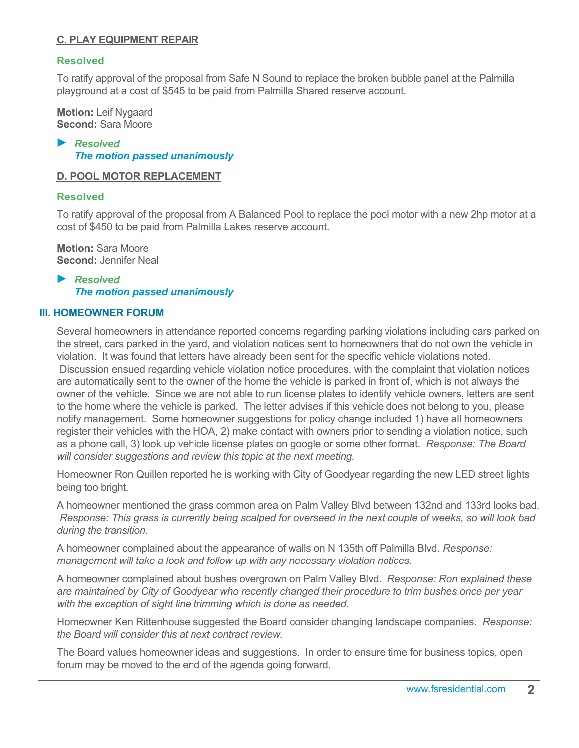### C. PLAY EQUIPMENT REPAIR

**Resolved**

To ratify approval of the proposal from Safe N Sound to replace the broken bubble panel at the Palmilla playground at a cost of $545 to be paid from Palmilla Shared reserve account.

**Motion:** Leif Nygaard
**Second:** Sara Moore

► ***Resolved***
***The motion passed unanimously***

### D. POOL MOTOR REPLACEMENT

**Resolved**

To ratify approval of the proposal from A Balanced Pool to replace the pool motor with a new 2hp motor at a cost of $450 to be paid from Palmilla Lakes reserve account.

**Motion:** Sara Moore
**Second:** Jennifer Neal

► ***Resolved***
***The motion passed unanimously***

## III. HOMEOWNER FORUM

Several homeowners in attendance reported concerns regarding parking violations including cars parked on the street, cars parked in the yard, and violation notices sent to homeowners that do not own the vehicle in violation. It was found that letters have already been sent for the specific vehicle violations noted. Discussion ensued regarding vehicle violation notice procedures, with the complaint that violation notices are automatically sent to the owner of the home the vehicle is parked in front of, which is not always the owner of the vehicle. Since we are not able to run license plates to identify vehicle owners, letters are sent to the home where the vehicle is parked. The letter advises if this vehicle does not belong to you, please notify management. Some homeowner suggestions for policy change included 1) have all homeowners register their vehicles with the HOA, 2) make contact with owners prior to sending a violation notice, such as a phone call, 3) look up vehicle license plates on google or some other format. *Response: The Board will consider suggestions and review this topic at the next meeting.*

Homeowner Ron Quillen reported he is working with City of Goodyear regarding the new LED street lights being too bright.

A homeowner mentioned the grass common area on Palm Valley Blvd between 132nd and 133rd looks bad. *Response: This grass is currently being scalped for overseed in the next couple of weeks, so will look bad during the transition.*

A homeowner complained about the appearance of walls on N 135th off Palmilla Blvd. *Response: management will take a look and follow up with any necessary violation notices.*

A homeowner complained about bushes overgrown on Palm Valley Blvd. *Response: Ron explained these are maintained by City of Goodyear who recently changed their procedure to trim bushes once per year with the exception of sight line trimming which is done as needed.*

Homeowner Ken Rittenhouse suggested the Board consider changing landscape companies. *Response: the Board will consider this at next contract review.*

The Board values homeowner ideas and suggestions. In order to ensure time for business topics, open forum may be moved to the end of the agenda going forward.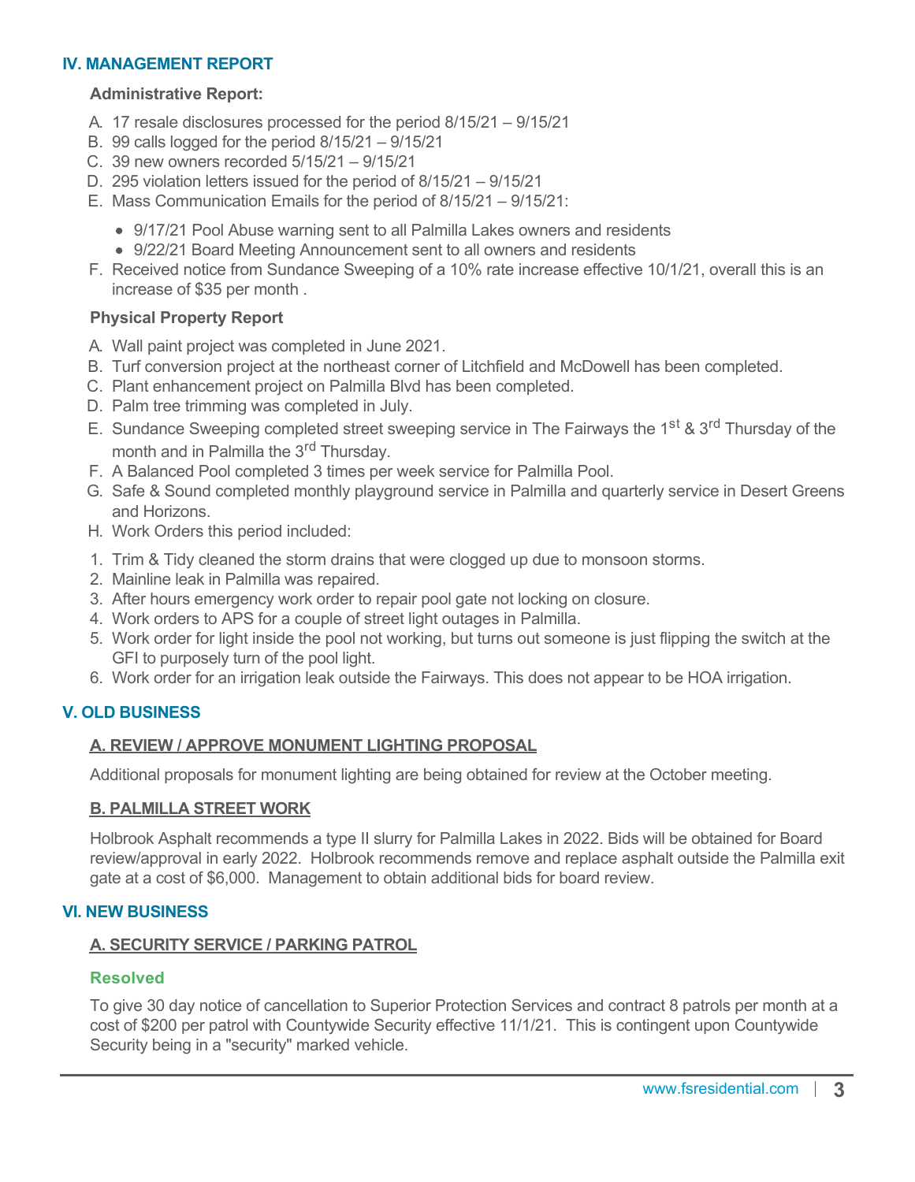## IV. MANAGEMENT REPORT

**Administrative Report:**

A. 17 resale disclosures processed for the period 8/15/21 – 9/15/21
B. 99 calls logged for the period 8/15/21 – 9/15/21
C. 39 new owners recorded 5/15/21 – 9/15/21
D. 295 violation letters issued for the period of 8/15/21 – 9/15/21
E. Mass Communication Emails for the period of 8/15/21 – 9/15/21:

- 9/17/21 Pool Abuse warning sent to all Palmilla Lakes owners and residents
- 9/22/21 Board Meeting Announcement sent to all owners and residents

F. Received notice from Sundance Sweeping of a 10% rate increase effective 10/1/21, overall this is an increase of $35 per month .

**Physical Property Report**

A. Wall paint project was completed in June 2021.
B. Turf conversion project at the northeast corner of Litchfield and McDowell has been completed.
C. Plant enhancement project on Palmilla Blvd has been completed.
D. Palm tree trimming was completed in July.
E. Sundance Sweeping completed street sweeping service in The Fairways the 1st & 3rd Thursday of the month and in Palmilla the 3rd Thursday.
F. A Balanced Pool completed 3 times per week service for Palmilla Pool.
G. Safe & Sound completed monthly playground service in Palmilla and quarterly service in Desert Greens and Horizons.
H. Work Orders this period included:

1. Trim & Tidy cleaned the storm drains that were clogged up due to monsoon storms.
2. Mainline leak in Palmilla was repaired.
3. After hours emergency work order to repair pool gate not locking on closure.
4. Work orders to APS for a couple of street light outages in Palmilla.
5. Work order for light inside the pool not working, but turns out someone is just flipping the switch at the GFI to purposely turn of the pool light.
6. Work order for an irrigation leak outside the Fairways. This does not appear to be HOA irrigation.

## V. OLD BUSINESS

### A. REVIEW / APPROVE MONUMENT LIGHTING PROPOSAL

Additional proposals for monument lighting are being obtained for review at the October meeting.

### B. PALMILLA STREET WORK

Holbrook Asphalt recommends a type II slurry for Palmilla Lakes in 2022. Bids will be obtained for Board review/approval in early 2022. Holbrook recommends remove and replace asphalt outside the Palmilla exit gate at a cost of $6,000. Management to obtain additional bids for board review.

## VI. NEW BUSINESS

### A. SECURITY SERVICE / PARKING PATROL

**Resolved**

To give 30 day notice of cancellation to Superior Protection Services and contract 8 patrols per month at a cost of $200 per patrol with Countywide Security effective 11/1/21. This is contingent upon Countywide Security being in a "security" marked vehicle.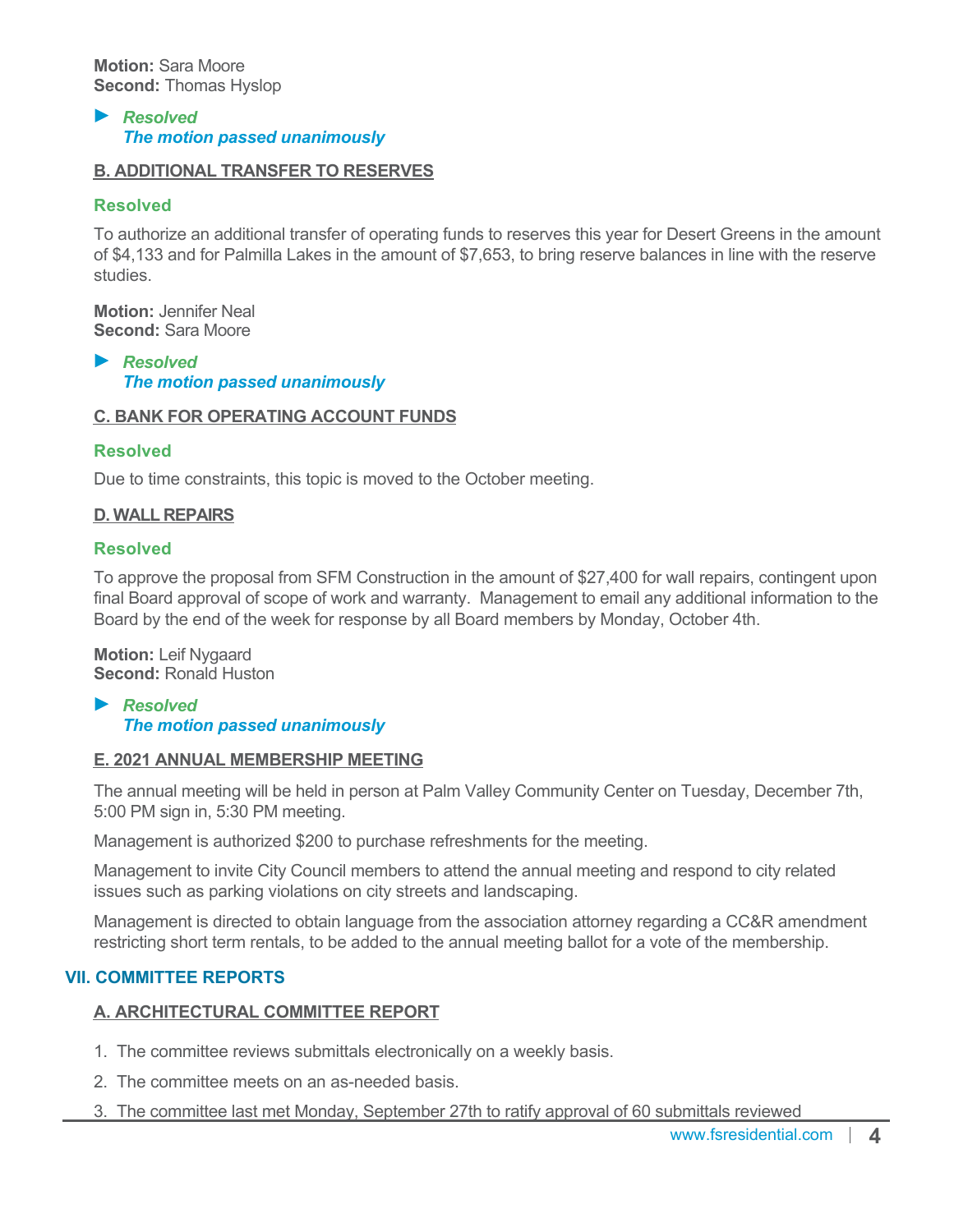**Motion:** Sara Moore
**Second:** Thomas Hyslop

► ***Resolved***
***The motion passed unanimously***

### B. ADDITIONAL TRANSFER TO RESERVES

**Resolved**

To authorize an additional transfer of operating funds to reserves this year for Desert Greens in the amount of $4,133 and for Palmilla Lakes in the amount of $7,653, to bring reserve balances in line with the reserve studies.

**Motion:** Jennifer Neal
**Second:** Sara Moore

► ***Resolved***
***The motion passed unanimously***

### C. BANK FOR OPERATING ACCOUNT FUNDS

**Resolved**

Due to time constraints, this topic is moved to the October meeting.

### D. WALL REPAIRS

**Resolved**

To approve the proposal from SFM Construction in the amount of $27,400 for wall repairs, contingent upon final Board approval of scope of work and warranty. Management to email any additional information to the Board by the end of the week for response by all Board members by Monday, October 4th.

**Motion:** Leif Nygaard
**Second:** Ronald Huston

► ***Resolved***
***The motion passed unanimously***

### E. 2021 ANNUAL MEMBERSHIP MEETING

The annual meeting will be held in person at Palm Valley Community Center on Tuesday, December 7th, 5:00 PM sign in, 5:30 PM meeting.

Management is authorized $200 to purchase refreshments for the meeting.

Management to invite City Council members to attend the annual meeting and respond to city related issues such as parking violations on city streets and landscaping.

Management is directed to obtain language from the association attorney regarding a CC&R amendment restricting short term rentals, to be added to the annual meeting ballot for a vote of the membership.

## VII. COMMITTEE REPORTS

### A. ARCHITECTURAL COMMITTEE REPORT

1. The committee reviews submittals electronically on a weekly basis.
2. The committee meets on an as-needed basis.
3. The committee last met Monday, September 27th to ratify approval of 60 submittals reviewed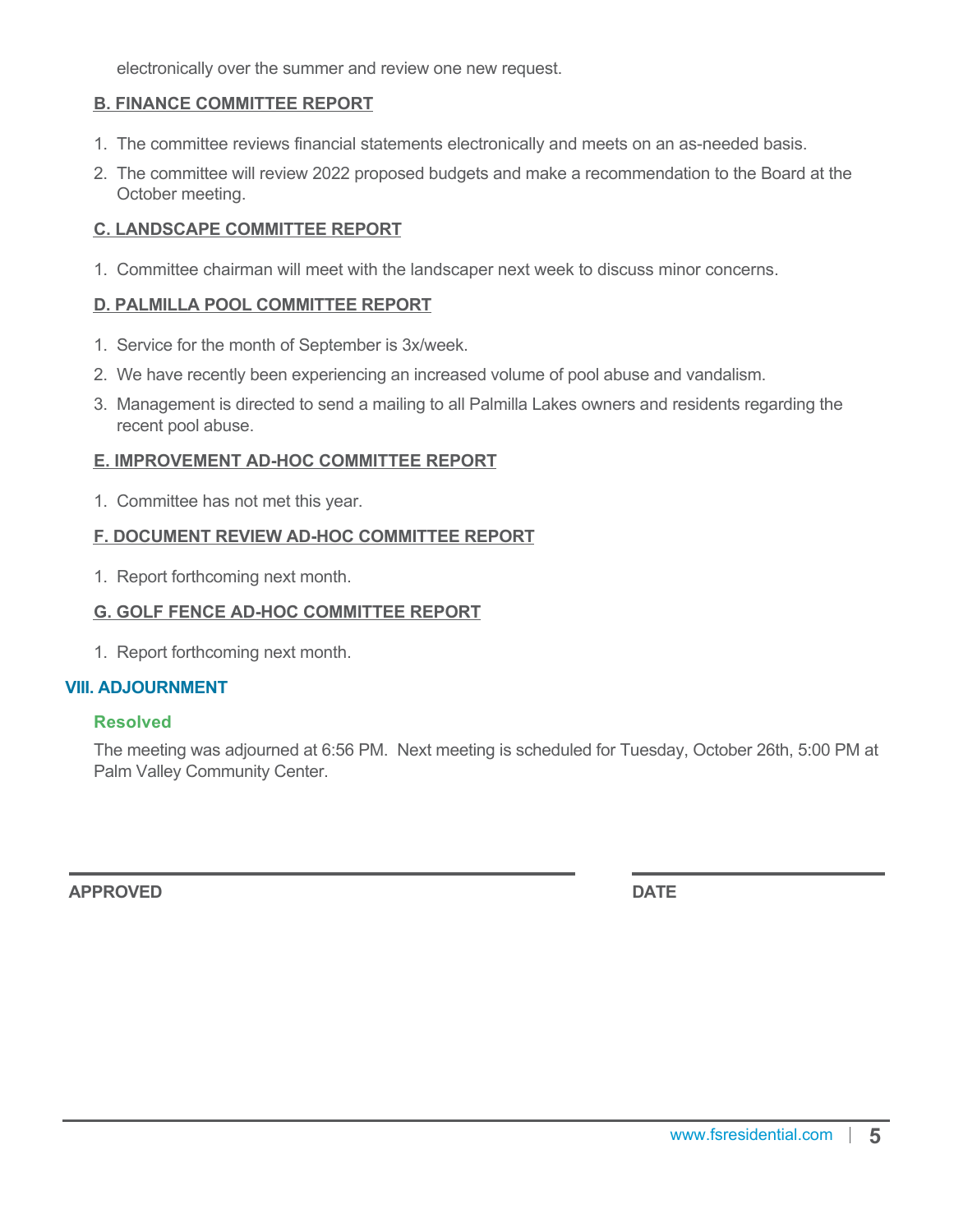electronically over the summer and review one new request.

### B. FINANCE COMMITTEE REPORT

1. The committee reviews financial statements electronically and meets on an as-needed basis.
2. The committee will review 2022 proposed budgets and make a recommendation to the Board at the October meeting.

### C. LANDSCAPE COMMITTEE REPORT

1. Committee chairman will meet with the landscaper next week to discuss minor concerns.

### D. PALMILLA POOL COMMITTEE REPORT

1. Service for the month of September is 3x/week.
2. We have recently been experiencing an increased volume of pool abuse and vandalism.
3. Management is directed to send a mailing to all Palmilla Lakes owners and residents regarding the recent pool abuse.

### E. IMPROVEMENT AD-HOC COMMITTEE REPORT

1. Committee has not met this year.

### F. DOCUMENT REVIEW AD-HOC COMMITTEE REPORT

1. Report forthcoming next month.

### G. GOLF FENCE AD-HOC COMMITTEE REPORT

1. Report forthcoming next month.

## VIII. ADJOURNMENT

**Resolved**

The meeting was adjourned at 6:56 PM. Next meeting is scheduled for Tuesday, October 26th, 5:00 PM at Palm Valley Community Center.

**APPROVED** **DATE**